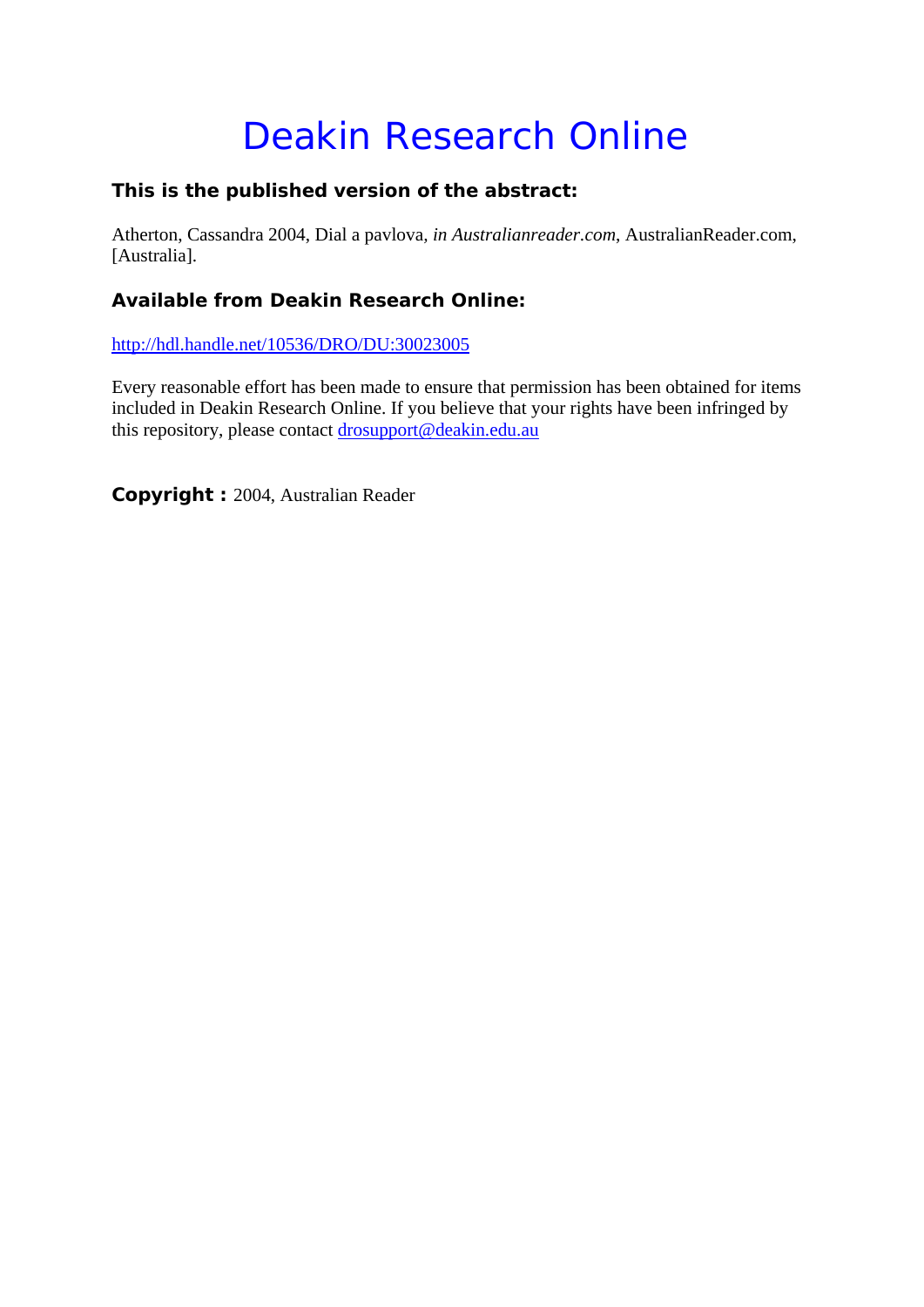# Deakin Research Online

### This is the published version of the abstract:

Atherton, Cassandra 2004, Dial a pavlova, *in Australianreader.com*, AustralianReader.com, [Australia].

### Available from Deakin Research Online:

http://hdl.handle.net/10536/DRO/DU:30023005

Every reasonable effort has been made to ensure that permission has been obtained for items included in Deakin Research Online. If you believe that your rights have been infringed by this repository, please contact drosupport@deakin.edu.au

**Copyright :** 2004, Australian Reader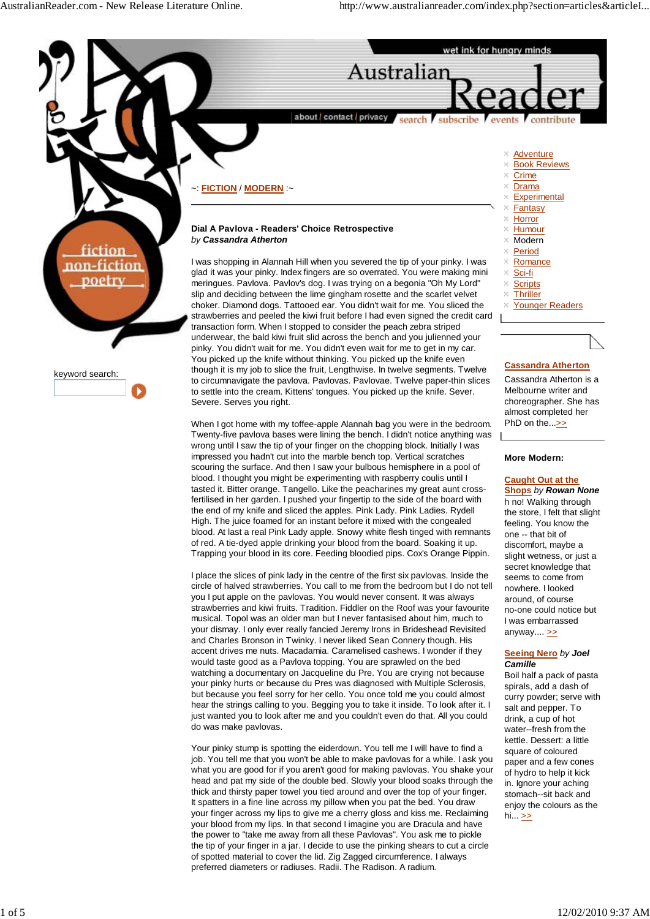~: **FICTION** / **MODERN** :~

**Dial A Pavlova - Readers' Choice Retrospective**
*by* ***Cassandra Atherton***

I was shopping in Alannah Hill when you severed the tip of your pinky. I was glad it was your pinky. Index fingers are so overrated. You were making mini meringues. Pavlova. Pavlov's dog. I was trying on a begonia "Oh My Lord" slip and deciding between the lime gingham rosette and the scarlet velvet choker. Diamond dogs. Tattooed ear. You didn't wait for me. You sliced the strawberries and peeled the kiwi fruit before I had even signed the credit card transaction form. When I stopped to consider the peach zebra striped underwear, the bald kiwi fruit slid across the bench and you julienned your pinky. You didn't wait for me. You didn't even wait for me to get in my car. You picked up the knife without thinking. You picked up the knife even though it is my job to slice the fruit, Lengthwise. In twelve segments. Twelve to circumnavigate the pavlova. Pavlovas. Pavlovae. Twelve paper-thin slices to settle into the cream. Kittens' tongues. You picked up the knife. Sever. Severe. Serves you right.

When I got home with my toffee-apple Alannah bag you were in the bedroom. Twenty-five pavlova bases were lining the bench. I didn't notice anything was wrong until I saw the tip of your finger on the chopping block. Initially I was impressed you hadn't cut into the marble bench top. Vertical scratches scouring the surface. And then I saw your bulbous hemisphere in a pool of blood. I thought you might be experimenting with raspberry coulis until I tasted it. Bitter orange. Tangello. Like the peacharines my great aunt cross-fertilised in her garden. I pushed your fingertip to the side of the board with the end of my knife and sliced the apples. Pink Lady. Pink Ladies. Rydell High. The juice foamed for an instant before it mixed with the congealed blood. At last a real Pink Lady apple. Snowy white flesh tinged with remnants of red. A tie-dyed apple drinking your blood from the board. Soaking it up. Trapping your blood in its core. Feeding bloodied pips. Cox's Orange Pippin.

I place the slices of pink lady in the centre of the first six pavlovas. Inside the circle of halved strawberries. You call to me from the bedroom but I do not tell you I put apple on the pavlovas. You would never consent. It was always strawberries and kiwi fruits. Tradition. Fiddler on the Roof was your favourite musical. Topol was an older man but I never fantasised about him, much to your dismay. I only ever really fancied Jeremy Irons in Brideshead Revisited and Charles Bronson in Twinky. I never liked Sean Connery though. His accent drives me nuts. Macadamia. Caramelised cashews. I wonder if they would taste good as a Pavlova topping. You are sprawled on the bed watching a documentary on Jacqueline du Pre. You are crying not because your pinky hurts or because du Pres was diagnosed with Multiple Sclerosis, but because you feel sorry for her cello. You once told me you could almost hear the strings calling to you. Begging you to take it inside. To look after it. I just wanted you to look after me and you couldn't even do that. All you could do was make pavlovas.

Your pinky stump is spotting the eiderdown. You tell me I will have to find a job. You tell me that you won't be able to make pavlovas for a while. I ask you what you are good for if you aren't good for making pavlovas. You shake your head and pat my side of the double bed. Slowly your blood soaks through the thick and thirsty paper towel you tied around and over the top of your finger. It spatters in a fine line across my pillow when you pat the bed. You draw your finger across my lips to give me a cherry gloss and kiss me. Reclaiming your blood from my lips. In that second I imagine you are Dracula and have the power to "take me away from all these Pavlovas". You ask me to pickle the tip of your finger in a jar. I decide to use the pinking shears to cut a circle of spotted material to cover the lid. Zig Zagged circumference. I always preferred diameters or radiuses. Radii. The Radison. A radium.

---

**Cassandra Atherton**

Cassandra Atherton is a Melbourne writer and choreographer. She has almost completed her PhD on the...>>

**More Modern:**

**Caught Out at the Shops** *by* ***Rowan None***
h no! Walking through the store, I felt that slight feeling. You know the one -- that bit of discomfort, maybe a slight wetness, or just a secret knowledge that seems to come from nowhere. I looked around, of course no-one could notice but I was embarrassed anyway.... >>

**Seeing Nero** *by* ***Joel Camille***
Boil half a pack of pasta spirals, add a dash of curry powder; serve with salt and pepper. To drink, a cup of hot water--fresh from the kettle. Dessert: a little square of coloured paper and a few cones of hydro to help it kick in. Ignore your aching stomach--sit back and enjoy the colours as the hi... >>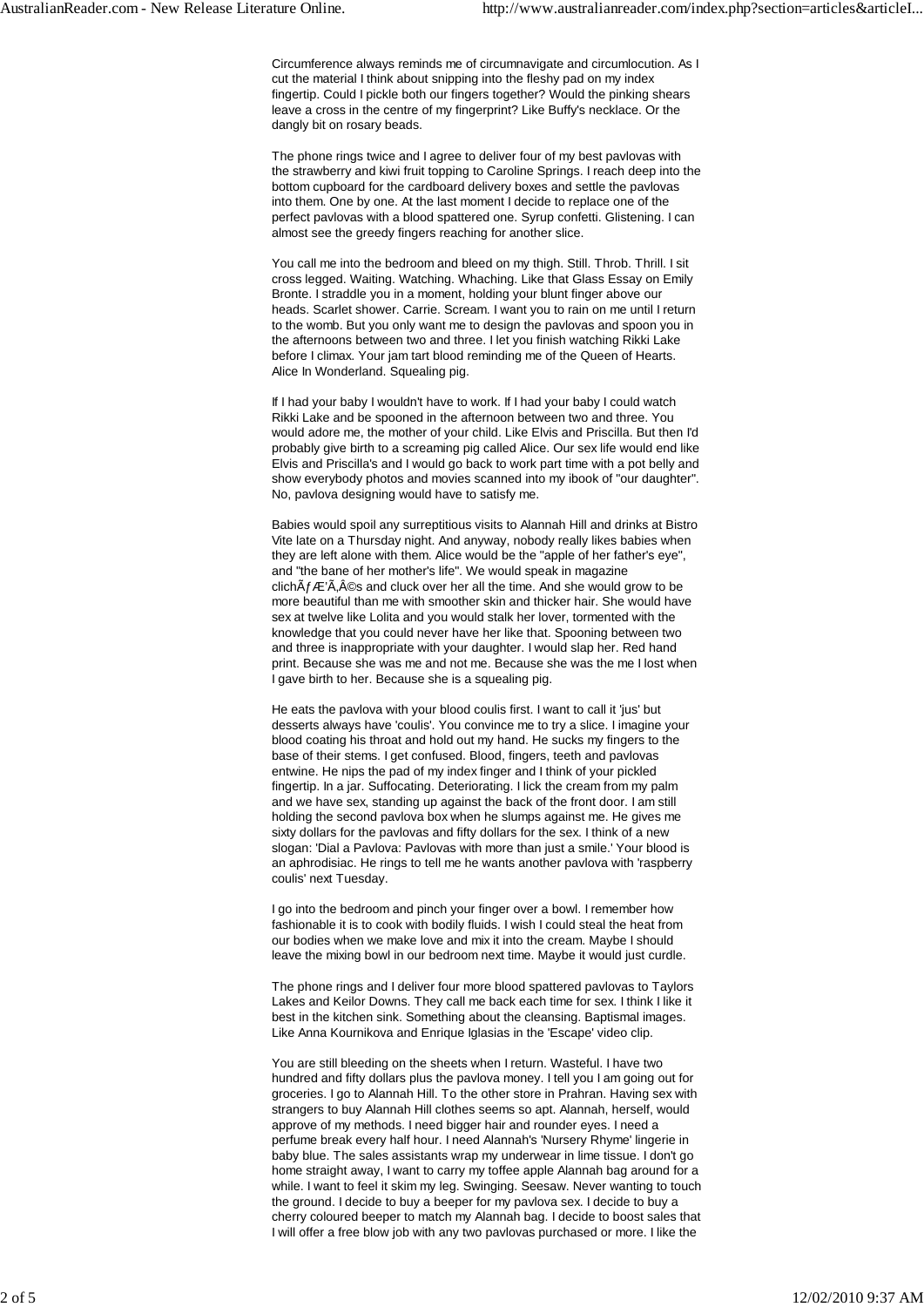Circumference always reminds me of circumnavigate and circumlocution. As I cut the material I think about snipping into the fleshy pad on my index fingertip. Could I pickle both our fingers together? Would the pinking shears leave a cross in the centre of my fingerprint? Like Buffy's necklace. Or the dangly bit on rosary beads.

The phone rings twice and I agree to deliver four of my best pavlovas with the strawberry and kiwi fruit topping to Caroline Springs. I reach deep into the bottom cupboard for the cardboard delivery boxes and settle the pavlovas into them. One by one. At the last moment I decide to replace one of the perfect pavlovas with a blood spattered one. Syrup confetti. Glistening. I can almost see the greedy fingers reaching for another slice.

You call me into the bedroom and bleed on my thigh. Still. Throb. Thrill. I sit cross legged. Waiting. Watching. Whaching. Like that Glass Essay on Emily Bronte. I straddle you in a moment, holding your blunt finger above our heads. Scarlet shower. Carrie. Scream. I want you to rain on me until I return to the womb. But you only want me to design the pavlovas and spoon you in the afternoons between two and three. I let you finish watching Rikki Lake before I climax. Your jam tart blood reminding me of the Queen of Hearts. Alice In Wonderland. Squealing pig.

If I had your baby I wouldn't have to work. If I had your baby I could watch Rikki Lake and be spooned in the afternoon between two and three. You would adore me, the mother of your child. Like Elvis and Priscilla. But then I'd probably give birth to a screaming pig called Alice. Our sex life would end like Elvis and Priscilla's and I would go back to work part time with a pot belly and show everybody photos and movies scanned into my ibook of "our daughter". No, pavlova designing would have to satisfy me.

Babies would spoil any surreptitious visits to Alannah Hill and drinks at Bistro Vite late on a Thursday night. And anyway, nobody really likes babies when they are left alone with them. Alice would be the "apple of her father's eye", and "the bane of her mother's life". We would speak in magazine clichÃƒÆ'Ã‚Â©s and cluck over her all the time. And she would grow to be more beautiful than me with smoother skin and thicker hair. She would have sex at twelve like Lolita and you would stalk her lover, tormented with the knowledge that you could never have her like that. Spooning between two and three is inappropriate with your daughter. I would slap her. Red hand print. Because she was me and not me. Because she was the me I lost when I gave birth to her. Because she is a squealing pig.

He eats the pavlova with your blood coulis first. I want to call it 'jus' but desserts always have 'coulis'. You convince me to try a slice. I imagine your blood coating his throat and hold out my hand. He sucks my fingers to the base of their stems. I get confused. Blood, fingers, teeth and pavlovas entwine. He nips the pad of my index finger and I think of your pickled fingertip. In a jar. Suffocating. Deteriorating. I lick the cream from my palm and we have sex, standing up against the back of the front door. I am still holding the second pavlova box when he slumps against me. He gives me sixty dollars for the pavlovas and fifty dollars for the sex. I think of a new slogan: 'Dial a Pavlova: Pavlovas with more than just a smile.' Your blood is an aphrodisiac. He rings to tell me he wants another pavlova with 'raspberry coulis' next Tuesday.

I go into the bedroom and pinch your finger over a bowl. I remember how fashionable it is to cook with bodily fluids. I wish I could steal the heat from our bodies when we make love and mix it into the cream. Maybe I should leave the mixing bowl in our bedroom next time. Maybe it would just curdle.

The phone rings and I deliver four more blood spattered pavlovas to Taylors Lakes and Keilor Downs. They call me back each time for sex. I think I like it best in the kitchen sink. Something about the cleansing. Baptismal images. Like Anna Kournikova and Enrique Iglasias in the 'Escape' video clip.

You are still bleeding on the sheets when I return. Wasteful. I have two hundred and fifty dollars plus the pavlova money. I tell you I am going out for groceries. I go to Alannah Hill. To the other store in Prahran. Having sex with strangers to buy Alannah Hill clothes seems so apt. Alannah, herself, would approve of my methods. I need bigger hair and rounder eyes. I need a perfume break every half hour. I need Alannah's 'Nursery Rhyme' lingerie in baby blue. The sales assistants wrap my underwear in lime tissue. I don't go home straight away, I want to carry my toffee apple Alannah bag around for a while. I want to feel it skim my leg. Swinging. Seesaw. Never wanting to touch the ground. I decide to buy a beeper for my pavlova sex. I decide to buy a cherry coloured beeper to match my Alannah bag. I decide to boost sales that I will offer a free blow job with any two pavlovas purchased or more. I like the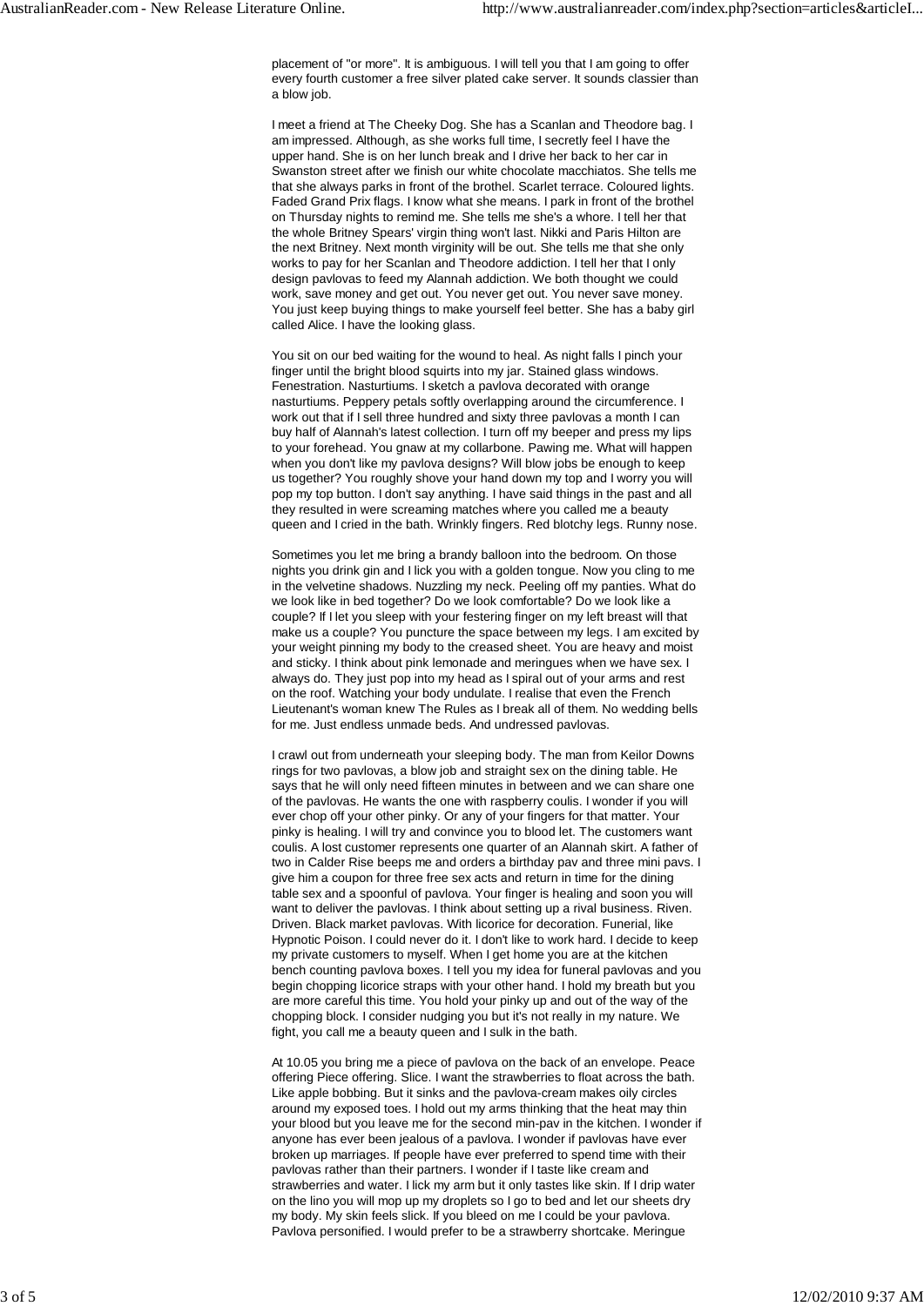placement of "or more". It is ambiguous. I will tell you that I am going to offer every fourth customer a free silver plated cake server. It sounds classier than a blow job.

I meet a friend at The Cheeky Dog. She has a Scanlan and Theodore bag. I am impressed. Although, as she works full time, I secretly feel I have the upper hand. She is on her lunch break and I drive her back to her car in Swanston street after we finish our white chocolate macchiatos. She tells me that she always parks in front of the brothel. Scarlet terrace. Coloured lights. Faded Grand Prix flags. I know what she means. I park in front of the brothel on Thursday nights to remind me. She tells me she's a whore. I tell her that the whole Britney Spears' virgin thing won't last. Nikki and Paris Hilton are the next Britney. Next month virginity will be out. She tells me that she only works to pay for her Scanlan and Theodore addiction. I tell her that I only design pavlovas to feed my Alannah addiction. We both thought we could work, save money and get out. You never get out. You never save money. You just keep buying things to make yourself feel better. She has a baby girl called Alice. I have the looking glass.

You sit on our bed waiting for the wound to heal. As night falls I pinch your finger until the bright blood squirts into my jar. Stained glass windows. Fenestration. Nasturtiums. I sketch a pavlova decorated with orange nasturtiums. Peppery petals softly overlapping around the circumference. I work out that if I sell three hundred and sixty three pavlovas a month I can buy half of Alannah's latest collection. I turn off my beeper and press my lips to your forehead. You gnaw at my collarbone. Pawing me. What will happen when you don't like my pavlova designs? Will blow jobs be enough to keep us together? You roughly shove your hand down my top and I worry you will pop my top button. I don't say anything. I have said things in the past and all they resulted in were screaming matches where you called me a beauty queen and I cried in the bath. Wrinkly fingers. Red blotchy legs. Runny nose.

Sometimes you let me bring a brandy balloon into the bedroom. On those nights you drink gin and I lick you with a golden tongue. Now you cling to me in the velvetine shadows. Nuzzling my neck. Peeling off my panties. What do we look like in bed together? Do we look comfortable? Do we look like a couple? If I let you sleep with your festering finger on my left breast will that make us a couple? You puncture the space between my legs. I am excited by your weight pinning my body to the creased sheet. You are heavy and moist and sticky. I think about pink lemonade and meringues when we have sex. I always do. They just pop into my head as I spiral out of your arms and rest on the roof. Watching your body undulate. I realise that even the French Lieutenant's woman knew The Rules as I break all of them. No wedding bells for me. Just endless unmade beds. And undressed pavlovas.

I crawl out from underneath your sleeping body. The man from Keilor Downs rings for two pavlovas, a blow job and straight sex on the dining table. He says that he will only need fifteen minutes in between and we can share one of the pavlovas. He wants the one with raspberry coulis. I wonder if you will ever chop off your other pinky. Or any of your fingers for that matter. Your pinky is healing. I will try and convince you to blood let. The customers want coulis. A lost customer represents one quarter of an Alannah skirt. A father of two in Calder Rise beeps me and orders a birthday pav and three mini pavs. I give him a coupon for three free sex acts and return in time for the dining table sex and a spoonful of pavlova. Your finger is healing and soon you will want to deliver the pavlovas. I think about setting up a rival business. Riven. Driven. Black market pavlovas. With licorice for decoration. Funerial, like Hypnotic Poison. I could never do it. I don't like to work hard. I decide to keep my private customers to myself. When I get home you are at the kitchen bench counting pavlova boxes. I tell you my idea for funeral pavlovas and you begin chopping licorice straps with your other hand. I hold my breath but you are more careful this time. You hold your pinky up and out of the way of the chopping block. I consider nudging you but it's not really in my nature. We fight, you call me a beauty queen and I sulk in the bath.

At 10.05 you bring me a piece of pavlova on the back of an envelope. Peace offering Piece offering. Slice. I want the strawberries to float across the bath. Like apple bobbing. But it sinks and the pavlova-cream makes oily circles around my exposed toes. I hold out my arms thinking that the heat may thin your blood but you leave me for the second min-pav in the kitchen. I wonder if anyone has ever been jealous of a pavlova. I wonder if pavlovas have ever broken up marriages. If people have ever preferred to spend time with their pavlovas rather than their partners. I wonder if I taste like cream and strawberries and water. I lick my arm but it only tastes like skin. If I drip water on the lino you will mop up my droplets so I go to bed and let our sheets dry my body. My skin feels slick. If you bleed on me I could be your pavlova. Pavlova personified. I would prefer to be a strawberry shortcake. Meringue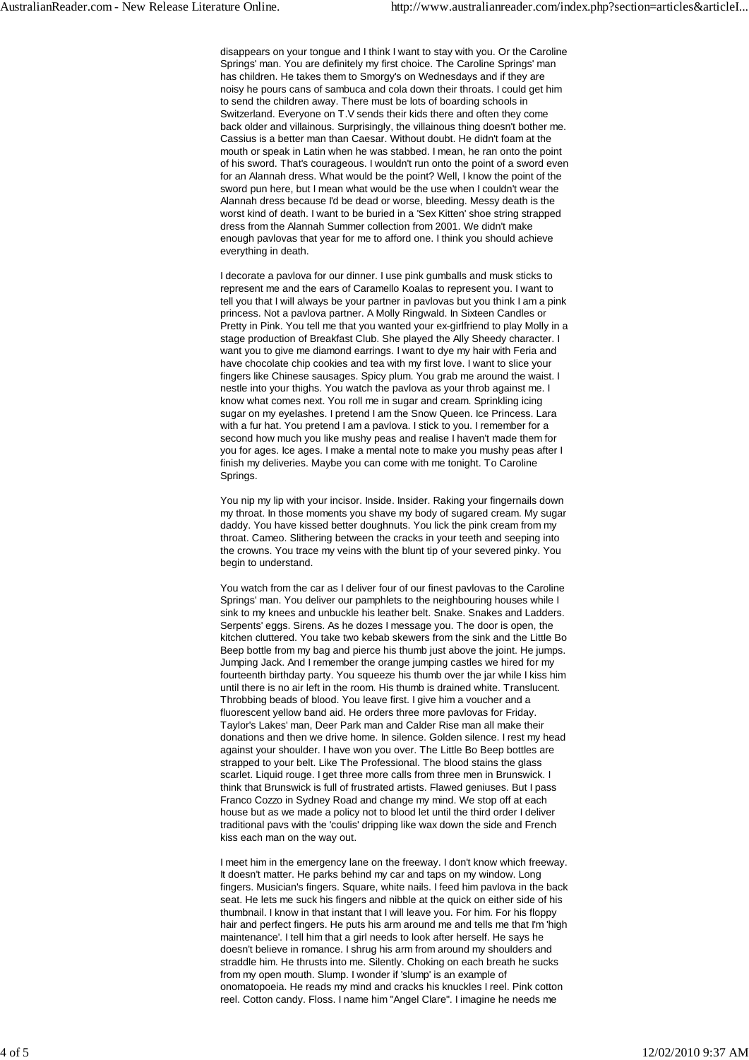disappears on your tongue and I think I want to stay with you. Or the Caroline Springs' man. You are definitely my first choice. The Caroline Springs' man has children. He takes them to Smorgy's on Wednesdays and if they are noisy he pours cans of sambuca and cola down their throats. I could get him to send the children away. There must be lots of boarding schools in Switzerland. Everyone on T.V sends their kids there and often they come back older and villainous. Surprisingly, the villainous thing doesn't bother me. Cassius is a better man than Caesar. Without doubt. He didn't foam at the mouth or speak in Latin when he was stabbed. I mean, he ran onto the point of his sword. That's courageous. I wouldn't run onto the point of a sword even for an Alannah dress. What would be the point? Well, I know the point of the sword pun here, but I mean what would be the use when I couldn't wear the Alannah dress because I'd be dead or worse, bleeding. Messy death is the worst kind of death. I want to be buried in a 'Sex Kitten' shoe string strapped dress from the Alannah Summer collection from 2001. We didn't make enough pavlovas that year for me to afford one. I think you should achieve everything in death.

I decorate a pavlova for our dinner. I use pink gumballs and musk sticks to represent me and the ears of Caramello Koalas to represent you. I want to tell you that I will always be your partner in pavlovas but you think I am a pink princess. Not a pavlova partner. A Molly Ringwald. In Sixteen Candles or Pretty in Pink. You tell me that you wanted your ex-girlfriend to play Molly in a stage production of Breakfast Club. She played the Ally Sheedy character. I want you to give me diamond earrings. I want to dye my hair with Feria and have chocolate chip cookies and tea with my first love. I want to slice your fingers like Chinese sausages. Spicy plum. You grab me around the waist. I nestle into your thighs. You watch the pavlova as your throb against me. I know what comes next. You roll me in sugar and cream. Sprinkling icing sugar on my eyelashes. I pretend I am the Snow Queen. Ice Princess. Lara with a fur hat. You pretend I am a pavlova. I stick to you. I remember for a second how much you like mushy peas and realise I haven't made them for you for ages. Ice ages. I make a mental note to make you mushy peas after I finish my deliveries. Maybe you can come with me tonight. To Caroline Springs.

You nip my lip with your incisor. Inside. Insider. Raking your fingernails down my throat. In those moments you shave my body of sugared cream. My sugar daddy. You have kissed better doughnuts. You lick the pink cream from my throat. Cameo. Slithering between the cracks in your teeth and seeping into the crowns. You trace my veins with the blunt tip of your severed pinky. You begin to understand.

You watch from the car as I deliver four of our finest pavlovas to the Caroline Springs' man. You deliver our pamphlets to the neighbouring houses while I sink to my knees and unbuckle his leather belt. Snake. Snakes and Ladders. Serpents' eggs. Sirens. As he dozes I message you. The door is open, the kitchen cluttered. You take two kebab skewers from the sink and the Little Bo Beep bottle from my bag and pierce his thumb just above the joint. He jumps. Jumping Jack. And I remember the orange jumping castles we hired for my fourteenth birthday party. You squeeze his thumb over the jar while I kiss him until there is no air left in the room. His thumb is drained white. Translucent. Throbbing beads of blood. You leave first. I give him a voucher and a fluorescent yellow band aid. He orders three more pavlovas for Friday. Taylor's Lakes' man, Deer Park man and Calder Rise man all make their donations and then we drive home. In silence. Golden silence. I rest my head against your shoulder. I have won you over. The Little Bo Beep bottles are strapped to your belt. Like The Professional. The blood stains the glass scarlet. Liquid rouge. I get three more calls from three men in Brunswick. I think that Brunswick is full of frustrated artists. Flawed geniuses. But I pass Franco Cozzo in Sydney Road and change my mind. We stop off at each house but as we made a policy not to blood let until the third order I deliver traditional pavs with the 'coulis' dripping like wax down the side and French kiss each man on the way out.

I meet him in the emergency lane on the freeway. I don't know which freeway. It doesn't matter. He parks behind my car and taps on my window. Long fingers. Musician's fingers. Square, white nails. I feed him pavlova in the back seat. He lets me suck his fingers and nibble at the quick on either side of his thumbnail. I know in that instant that I will leave you. For him. For his floppy hair and perfect fingers. He puts his arm around me and tells me that I'm 'high maintenance'. I tell him that a girl needs to look after herself. He says he doesn't believe in romance. I shrug his arm from around my shoulders and straddle him. He thrusts into me. Silently. Choking on each breath he sucks from my open mouth. Slump. I wonder if 'slump' is an example of onomatopoeia. He reads my mind and cracks his knuckles I reel. Pink cotton reel. Cotton candy. Floss. I name him "Angel Clare". I imagine he needs me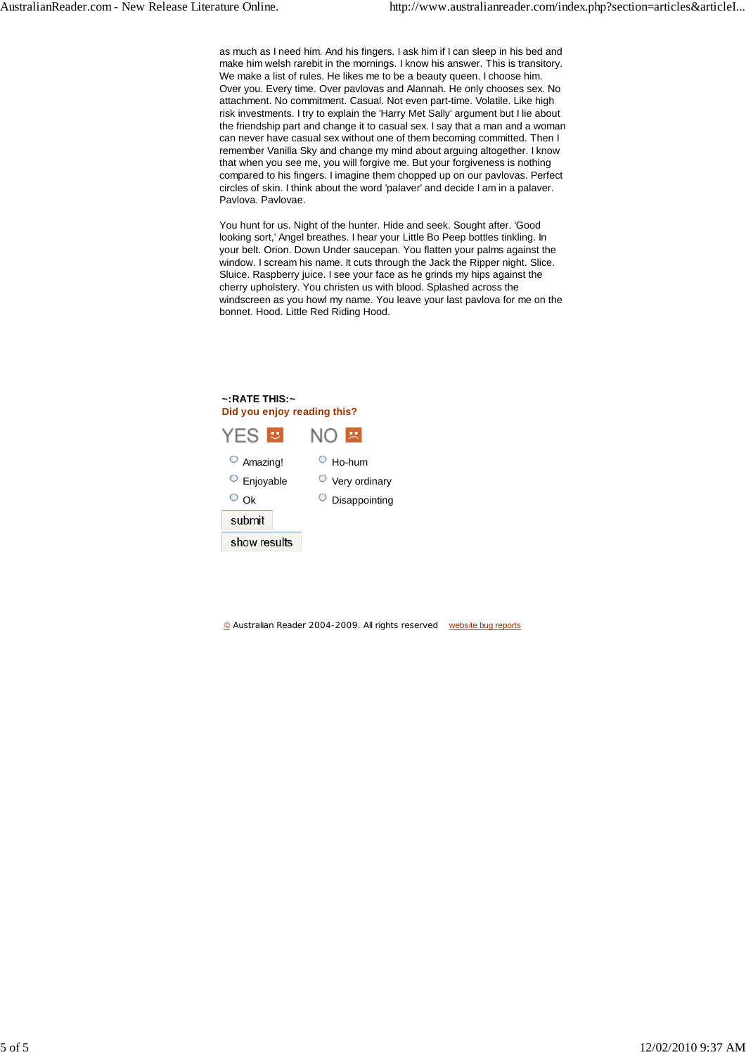as much as I need him. And his fingers. I ask him if I can sleep in his bed and make him welsh rarebit in the mornings. I know his answer. This is transitory. We make a list of rules. He likes me to be a beauty queen. I choose him. Over you. Every time. Over pavlovas and Alannah. He only chooses sex. No attachment. No commitment. Casual. Not even part-time. Volatile. Like high risk investments. I try to explain the 'Harry Met Sally' argument but I lie about the friendship part and change it to casual sex. I say that a man and a woman can never have casual sex without one of them becoming committed. Then I remember Vanilla Sky and change my mind about arguing altogether. I know that when you see me, you will forgive me. But your forgiveness is nothing compared to his fingers. I imagine them chopped up on our pavlovas. Perfect circles of skin. I think about the word 'palaver' and decide I am in a palaver. Pavlova. Pavlovae.

You hunt for us. Night of the hunter. Hide and seek. Sought after. 'Good looking sort,' Angel breathes. I hear your Little Bo Peep bottles tinkling. In your belt. Orion. Down Under saucepan. You flatten your palms against the window. I scream his name. It cuts through the Jack the Ripper night. Slice. Sluice. Raspberry juice. I see your face as he grinds my hips against the cherry upholstery. You christen us with blood. Splashed across the windscreen as you howl my name. You leave your last pavlova for me on the bonnet. Hood. Little Red Riding Hood.

**~:RATE THIS:~**

**Did you enjoy reading this?**

| YES | NO |
|---|---|
| Amazing! | Ho-hum |
| Enjoyable | Very ordinary |
| Ok | Disappointing |

submit

show results

© Australian Reader 2004-2009. All rights reserved website bug reports